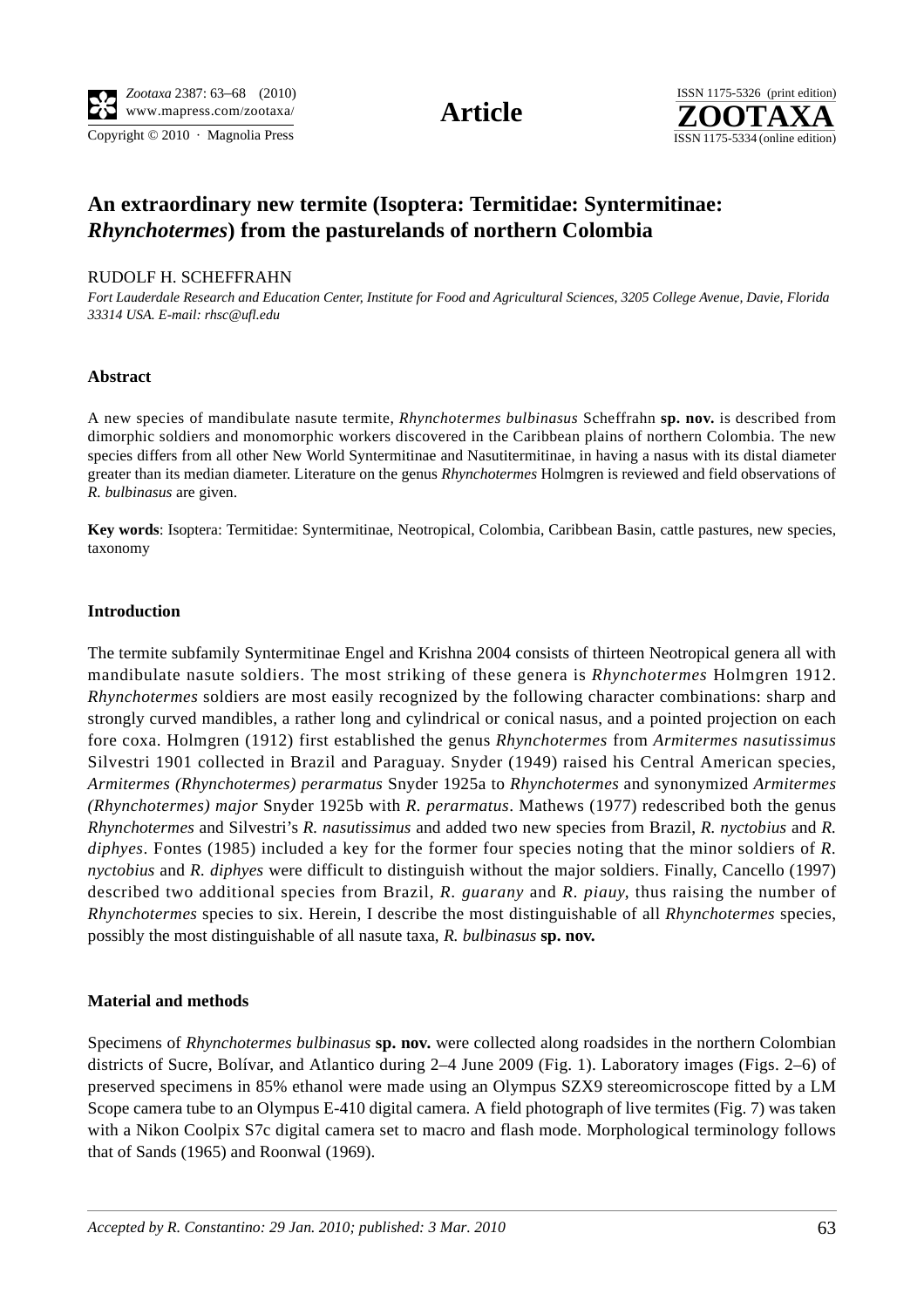# An extraordinary new termite (Isoptera: Termitidae: Syntermitinae: *Rhynchotermes*) from the pasturelands of northern Colombia

RUDOLF H. SCHEFFRAHN

*Fort Lauderdale Research and Education Center, Institute for Food and Agricultural Sciences, 3205 College Avenue, Davie, Florida 33314 USA. E-mail: rhsc@ufl.edu*

### Abstract

A new species of mandibulate nasute termite, *Rhynchotermes bulbinasus* Scheffrahn **sp. nov.** is described from dimorphic soldiers and monomorphic workers discovered in the Caribbean plains of northern Colombia. The new species differs from all other New World Syntermitinae and Nasutitermitinae, in having a nasus with its distal diameter greater than its median diameter. Literature on the genus *Rhynchotermes* Holmgren is reviewed and field observations of *R. bulbinasus* are given.

**Key words**: Isoptera: Termitidae: Syntermitinae, Neotropical, Colombia, Caribbean Basin, cattle pastures, new species, taxonomy

### Introduction

The termite subfamily Syntermitinae Engel and Krishna 2004 consists of thirteen Neotropical genera all with mandibulate nasute soldiers. The most striking of these genera is *Rhynchotermes* Holmgren 1912. *Rhynchotermes* soldiers are most easily recognized by the following character combinations: sharp and strongly curved mandibles, a rather long and cylindrical or conical nasus, and a pointed projection on each fore coxa. Holmgren (1912) first established the genus *Rhynchotermes* from *Armitermes nasutissimus* Silvestri 1901 collected in Brazil and Paraguay. Snyder (1949) raised his Central American species, *Armitermes (Rhynchotermes) perarmatus* Snyder 1925a to *Rhynchotermes* and synonymized *Armitermes (Rhynchotermes) major* Snyder 1925b with *R. perarmatus*. Mathews (1977) redescribed both the genus *Rhynchotermes* and Silvestri's *R. nasutissimus* and added two new species from Brazil, *R. nyctobius* and *R. diphyes*. Fontes (1985) included a key for the former four species noting that the minor soldiers of *R. nyctobius* and *R. diphyes* were difficult to distinguish without the major soldiers. Finally, Cancello (1997) described two additional species from Brazil, *R. guarany* and *R. piauy*, thus raising the number of *Rhynchotermes* species to six. Herein, I describe the most distinguishable of all *Rhynchotermes* species, possibly the most distinguishable of all nasute taxa, *R. bulbinasus* **sp. nov.**

### Material and methods

Specimens of *Rhynchotermes bulbinasus* **sp. nov.** were collected along roadsides in the northern Colombian districts of Sucre, Bolívar, and Atlantico during 2–4 June 2009 (Fig. 1). Laboratory images (Figs. 2–6) of preserved specimens in 85% ethanol were made using an Olympus SZX9 stereomicroscope fitted by a LM Scope camera tube to an Olympus E-410 digital camera. A field photograph of live termites (Fig. 7) was taken with a Nikon Coolpix S7c digital camera set to macro and flash mode. Morphological terminology follows that of Sands (1965) and Roonwal (1969).

*Accepted by R. Constantino: 29 Jan. 2010; published: 3 Mar. 2010*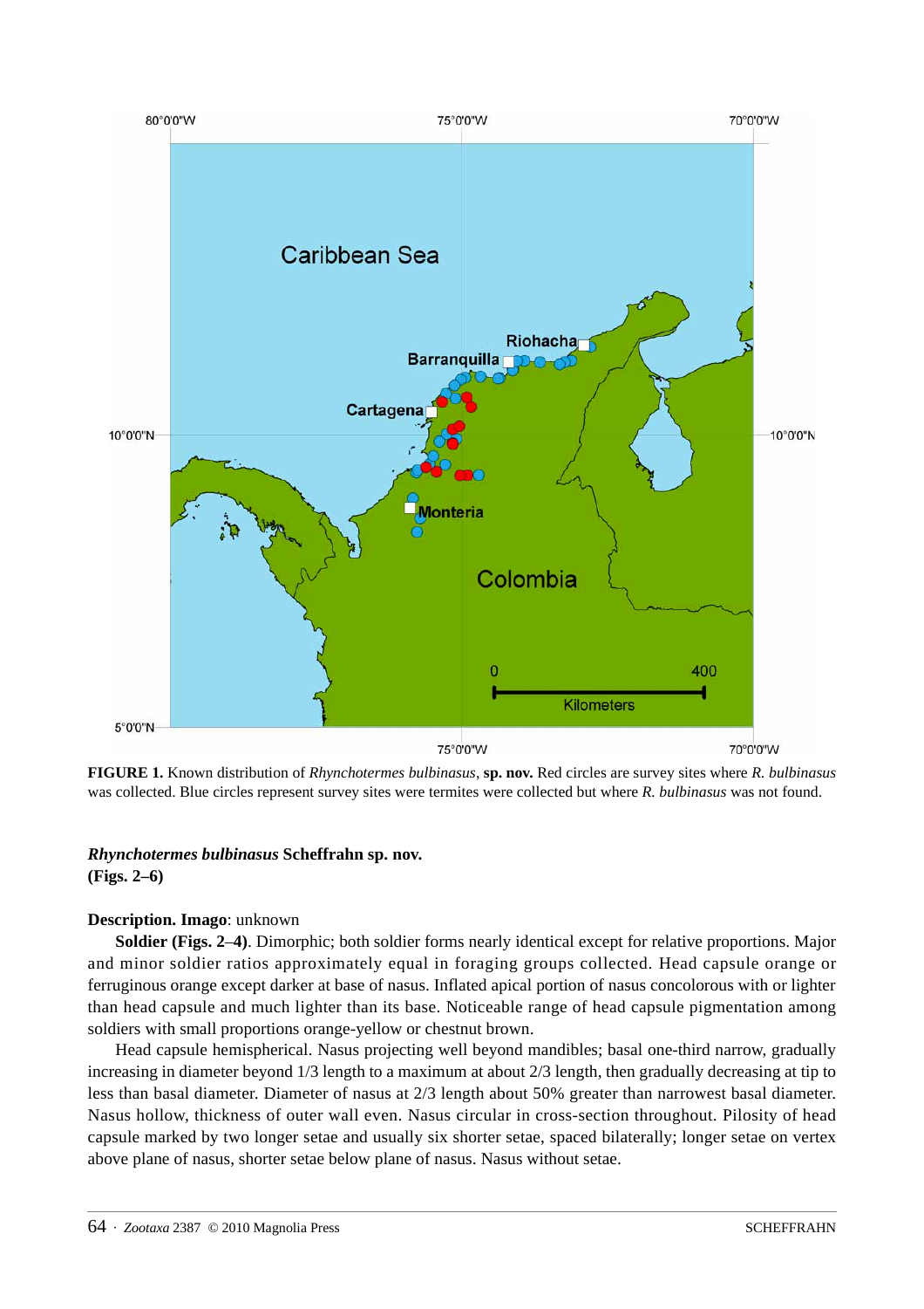**FIGURE 1.** Known distribution of *Rhynchotermes bulbinasus*, **sp. nov.** Red circles are survey sites where *R. bulbinasus* was collected. Blue circles represent survey sites were termites were collected but where *R. bulbinasus* was not found.

***Rhynchotermes bulbinasus*** **Scheffrahn sp. nov.**
**(Figs. 2–6)**

**Description. Imago**: unknown

**Soldier (Figs. 2–4)**. Dimorphic; both soldier forms nearly identical except for relative proportions. Major and minor soldier ratios approximately equal in foraging groups collected. Head capsule orange or ferruginous orange except darker at base of nasus. Inflated apical portion of nasus concolorous with or lighter than head capsule and much lighter than its base. Noticeable range of head capsule pigmentation among soldiers with small proportions orange-yellow or chestnut brown.

Head capsule hemispherical. Nasus projecting well beyond mandibles; basal one-third narrow, gradually increasing in diameter beyond 1/3 length to a maximum at about 2/3 length, then gradually decreasing at tip to less than basal diameter. Diameter of nasus at 2/3 length about 50% greater than narrowest basal diameter. Nasus hollow, thickness of outer wall even. Nasus circular in cross-section throughout. Pilosity of head capsule marked by two longer setae and usually six shorter setae, spaced bilaterally; longer setae on vertex above plane of nasus, shorter setae below plane of nasus. Nasus without setae.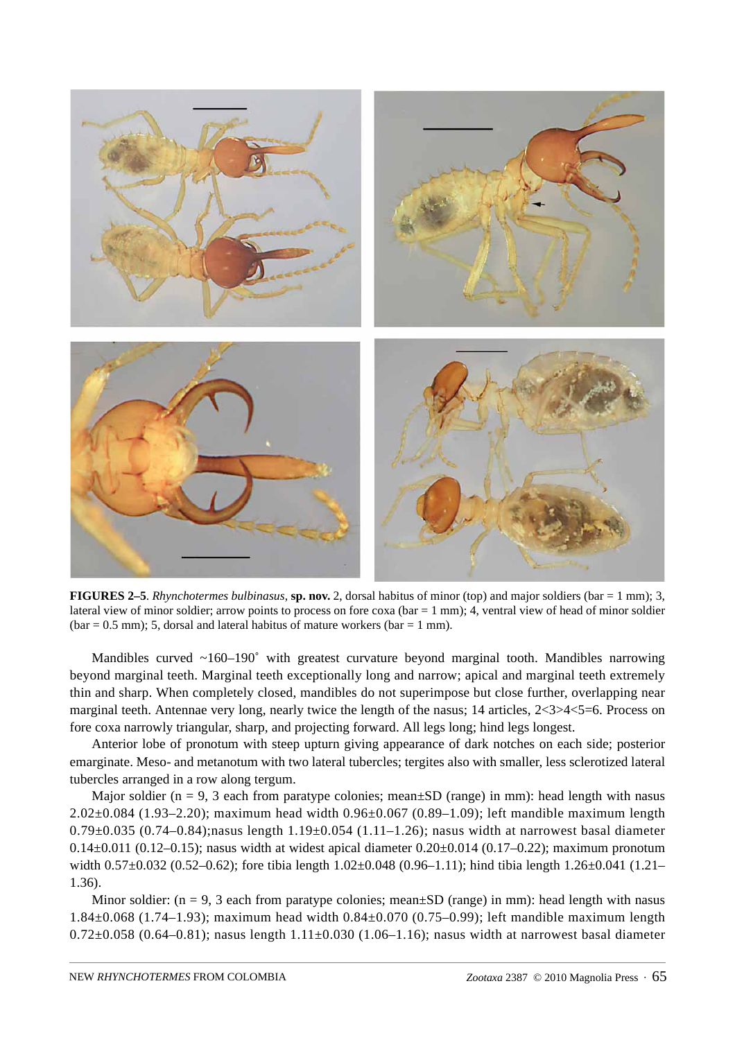**FIGURES 2–5**. *Rhynchotermes bulbinasus*, **sp. nov.** 2, dorsal habitus of minor (top) and major soldiers (bar = 1 mm); 3, lateral view of minor soldier; arrow points to process on fore coxa (bar = 1 mm); 4, ventral view of head of minor soldier (bar = 0.5 mm); 5, dorsal and lateral habitus of mature workers (bar = 1 mm).

Mandibles curved ~160–190˚ with greatest curvature beyond marginal tooth. Mandibles narrowing beyond marginal teeth. Marginal teeth exceptionally long and narrow; apical and marginal teeth extremely thin and sharp. When completely closed, mandibles do not superimpose but close further, overlapping near marginal teeth. Antennae very long, nearly twice the length of the nasus; 14 articles, 2<3>4<5=6. Process on fore coxa narrowly triangular, sharp, and projecting forward. All legs long; hind legs longest.

Anterior lobe of pronotum with steep upturn giving appearance of dark notches on each side; posterior emarginate. Meso- and metanotum with two lateral tubercles; tergites also with smaller, less sclerotized lateral tubercles arranged in a row along tergum.

Major soldier (n = 9, 3 each from paratype colonies; mean±SD (range) in mm): head length with nasus 2.02±0.084 (1.93–2.20); maximum head width 0.96±0.067 (0.89–1.09); left mandible maximum length 0.79±0.035 (0.74–0.84);nasus length 1.19±0.054 (1.11–1.26); nasus width at narrowest basal diameter 0.14±0.011 (0.12–0.15); nasus width at widest apical diameter 0.20±0.014 (0.17–0.22); maximum pronotum width 0.57±0.032 (0.52–0.62); fore tibia length 1.02±0.048 (0.96–1.11); hind tibia length 1.26±0.041 (1.21–1.36).

Minor soldier: (n = 9, 3 each from paratype colonies; mean±SD (range) in mm): head length with nasus 1.84±0.068 (1.74–1.93); maximum head width 0.84±0.070 (0.75–0.99); left mandible maximum length 0.72±0.058 (0.64–0.81); nasus length 1.11±0.030 (1.06–1.16); nasus width at narrowest basal diameter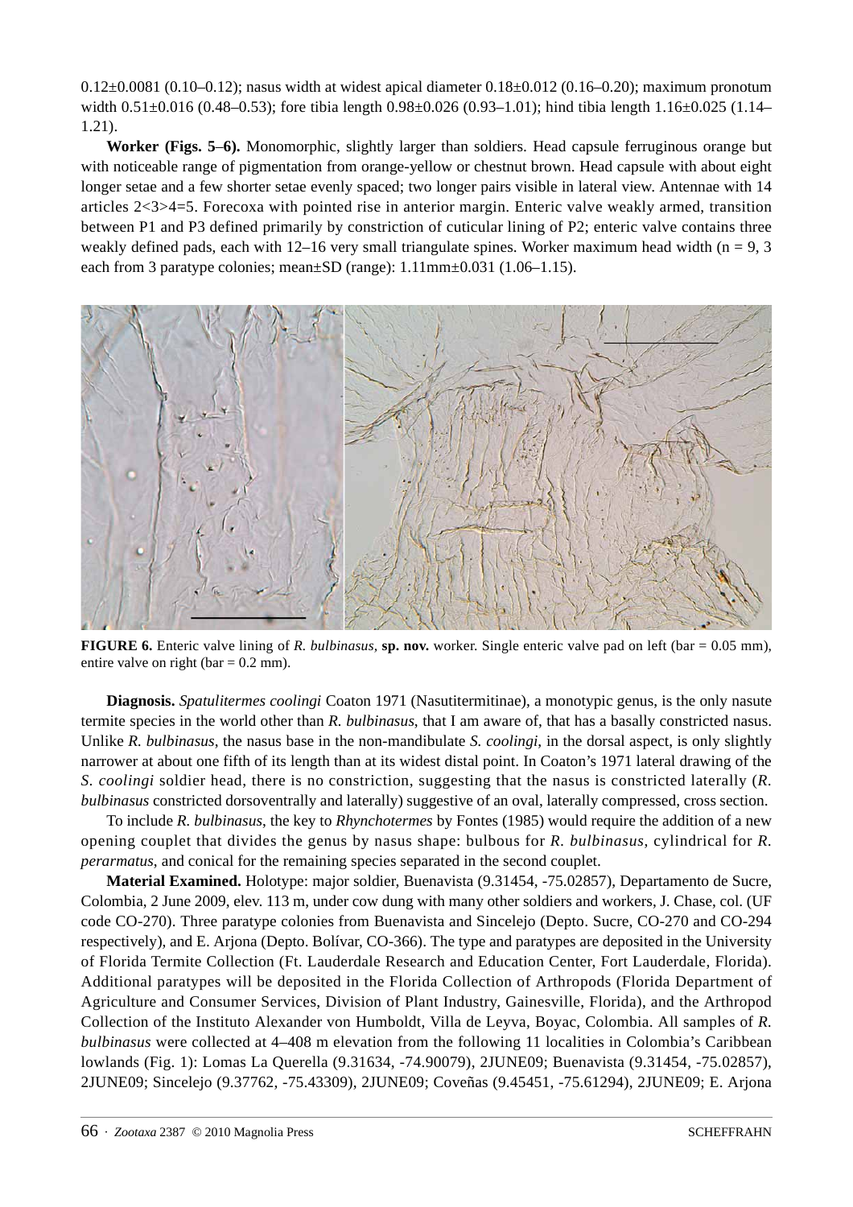0.12±0.0081 (0.10–0.12); nasus width at widest apical diameter 0.18±0.012 (0.16–0.20); maximum pronotum width 0.51±0.016 (0.48–0.53); fore tibia length 0.98±0.026 (0.93–1.01); hind tibia length 1.16±0.025 (1.14–1.21).

**Worker (Figs. 5–6).** Monomorphic, slightly larger than soldiers. Head capsule ferruginous orange but with noticeable range of pigmentation from orange-yellow or chestnut brown. Head capsule with about eight longer setae and a few shorter setae evenly spaced; two longer pairs visible in lateral view. Antennae with 14 articles 2<3>4=5. Forecoxa with pointed rise in anterior margin. Enteric valve weakly armed, transition between P1 and P3 defined primarily by constriction of cuticular lining of P2; enteric valve contains three weakly defined pads, each with 12–16 very small triangulate spines. Worker maximum head width (n = 9, 3 each from 3 paratype colonies; mean±SD (range): 1.11mm±0.031 (1.06–1.15).

**FIGURE 6.** Enteric valve lining of *R. bulbinasus*, **sp. nov.** worker. Single enteric valve pad on left (bar = 0.05 mm), entire valve on right (bar = 0.2 mm).

**Diagnosis.** *Spatulitermes coolingi* Coaton 1971 (Nasutitermitinae), a monotypic genus, is the only nasute termite species in the world other than *R. bulbinasus*, that I am aware of, that has a basally constricted nasus. Unlike *R. bulbinasus*, the nasus base in the non-mandibulate *S. coolingi*, in the dorsal aspect, is only slightly narrower at about one fifth of its length than at its widest distal point. In Coaton's 1971 lateral drawing of the *S. coolingi* soldier head, there is no constriction, suggesting that the nasus is constricted laterally (*R. bulbinasus* constricted dorsoventrally and laterally) suggestive of an oval, laterally compressed, cross section.

To include *R. bulbinasus*, the key to *Rhynchotermes* by Fontes (1985) would require the addition of a new opening couplet that divides the genus by nasus shape: bulbous for *R. bulbinasus*, cylindrical for *R. perarmatus*, and conical for the remaining species separated in the second couplet.

**Material Examined.** Holotype: major soldier, Buenavista (9.31454, -75.02857), Departamento de Sucre, Colombia, 2 June 2009, elev. 113 m, under cow dung with many other soldiers and workers, J. Chase, col. (UF code CO-270). Three paratype colonies from Buenavista and Sincelejo (Depto. Sucre, CO-270 and CO-294 respectively), and E. Arjona (Depto. Bolívar, CO-366). The type and paratypes are deposited in the University of Florida Termite Collection (Ft. Lauderdale Research and Education Center, Fort Lauderdale, Florida). Additional paratypes will be deposited in the Florida Collection of Arthropods (Florida Department of Agriculture and Consumer Services, Division of Plant Industry, Gainesville, Florida), and the Arthropod Collection of the Instituto Alexander von Humboldt, Villa de Leyva, Boyac, Colombia. All samples of *R. bulbinasus* were collected at 4–408 m elevation from the following 11 localities in Colombia's Caribbean lowlands (Fig. 1): Lomas La Querella (9.31634, -74.90079), 2JUNE09; Buenavista (9.31454, -75.02857), 2JUNE09; Sincelejo (9.37762, -75.43309), 2JUNE09; Coveñas (9.45451, -75.61294), 2JUNE09; E. Arjona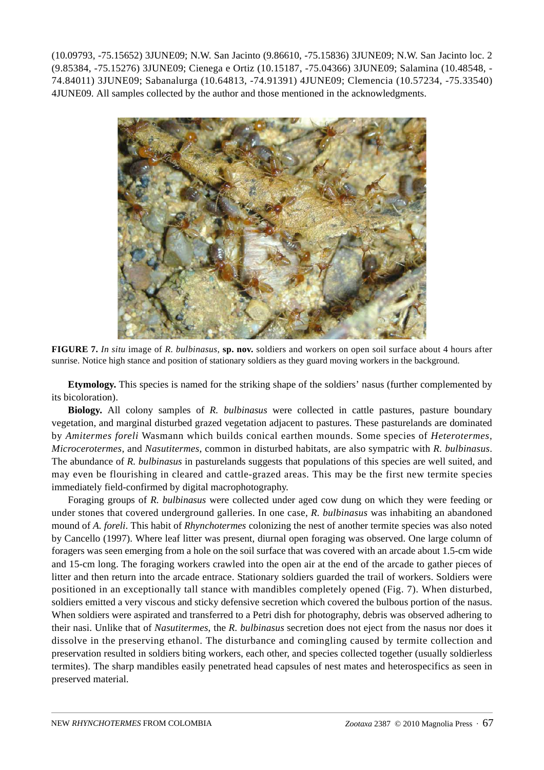(10.09793, -75.15652) 3JUNE09; N.W. San Jacinto (9.86610, -75.15836) 3JUNE09; N.W. San Jacinto loc. 2 (9.85384, -75.15276) 3JUNE09; Cienega e Ortiz (10.15187, -75.04366) 3JUNE09; Salamina (10.48548, -74.84011) 3JUNE09; Sabanalurga (10.64813, -74.91391) 4JUNE09; Clemencia (10.57234, -75.33540) 4JUNE09. All samples collected by the author and those mentioned in the acknowledgments.

**FIGURE 7.** *In situ* image of *R. bulbinasus*, **sp. nov.** soldiers and workers on open soil surface about 4 hours after sunrise. Notice high stance and position of stationary soldiers as they guard moving workers in the background.

**Etymology.** This species is named for the striking shape of the soldiers' nasus (further complemented by its bicoloration).

**Biology.** All colony samples of *R. bulbinasus* were collected in cattle pastures, pasture boundary vegetation, and marginal disturbed grazed vegetation adjacent to pastures. These pasturelands are dominated by *Amitermes foreli* Wasmann which builds conical earthen mounds. Some species of *Heterotermes*, *Microcerotermes*, and *Nasutitermes*, common in disturbed habitats, are also sympatric with *R. bulbinasus*. The abundance of *R. bulbinasus* in pasturelands suggests that populations of this species are well suited, and may even be flourishing in cleared and cattle-grazed areas. This may be the first new termite species immediately field-confirmed by digital macrophotography.

Foraging groups of *R. bulbinasus* were collected under aged cow dung on which they were feeding or under stones that covered underground galleries. In one case, *R. bulbinasus* was inhabiting an abandoned mound of *A. foreli*. This habit of *Rhynchotermes* colonizing the nest of another termite species was also noted by Cancello (1997). Where leaf litter was present, diurnal open foraging was observed. One large column of foragers was seen emerging from a hole on the soil surface that was covered with an arcade about 1.5-cm wide and 15-cm long. The foraging workers crawled into the open air at the end of the arcade to gather pieces of litter and then return into the arcade entrace. Stationary soldiers guarded the trail of workers. Soldiers were positioned in an exceptionally tall stance with mandibles completely opened (Fig. 7). When disturbed, soldiers emitted a very viscous and sticky defensive secretion which covered the bulbous portion of the nasus. When soldiers were aspirated and transferred to a Petri dish for photography, debris was observed adhering to their nasi. Unlike that of *Nasutitermes*, the *R. bulbinasus* secretion does not eject from the nasus nor does it dissolve in the preserving ethanol. The disturbance and comingling caused by termite collection and preservation resulted in soldiers biting workers, each other, and species collected together (usually soldierless termites). The sharp mandibles easily penetrated head capsules of nest mates and heterospecifics as seen in preserved material.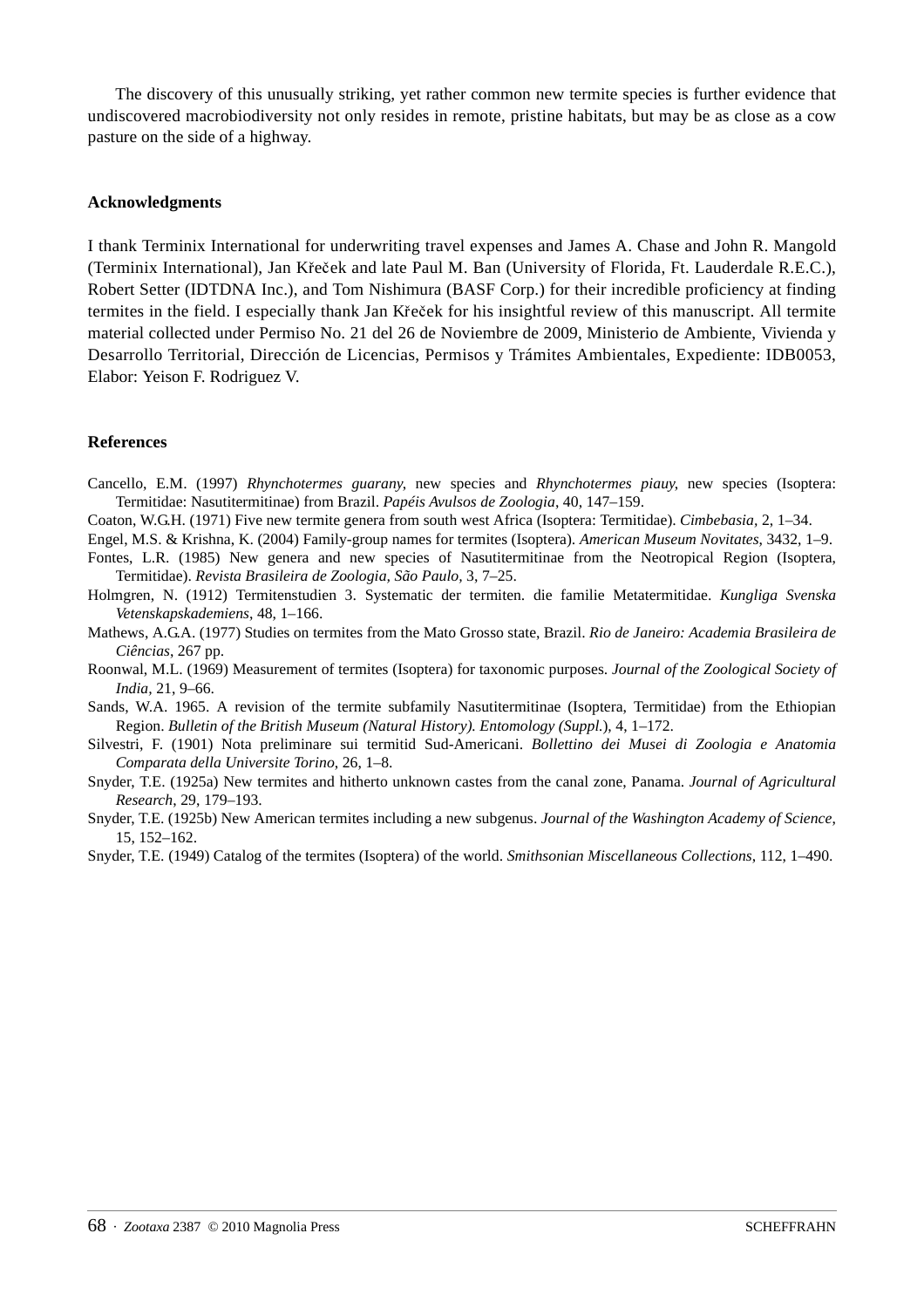The discovery of this unusually striking, yet rather common new termite species is further evidence that undiscovered macrobiodiversity not only resides in remote, pristine habitats, but may be as close as a cow pasture on the side of a highway.

## Acknowledgments

I thank Terminix International for underwriting travel expenses and James A. Chase and John R. Mangold (Terminix International), Jan Křeček and late Paul M. Ban (University of Florida, Ft. Lauderdale R.E.C.), Robert Setter (IDTDNA Inc.), and Tom Nishimura (BASF Corp.) for their incredible proficiency at finding termites in the field. I especially thank Jan Křeček for his insightful review of this manuscript. All termite material collected under Permiso No. 21 del 26 de Noviembre de 2009, Ministerio de Ambiente, Vivienda y Desarrollo Territorial, Dirección de Licencias, Permisos y Trámites Ambientales, Expediente: IDB0053, Elabor: Yeison F. Rodriguez V.

## References

Cancello, E.M. (1997) *Rhynchotermes guarany*, new species and *Rhynchotermes piauy*, new species (Isoptera: Termitidae: Nasutitermitinae) from Brazil. *Papéis Avulsos de Zoologia*, 40, 147–159.

Coaton, W.G.H. (1971) Five new termite genera from south west Africa (Isoptera: Termitidae). *Cimbebasia*, 2, 1–34.

Engel, M.S. & Krishna, K. (2004) Family-group names for termites (Isoptera). *American Museum Novitates*, 3432, 1–9.

Fontes, L.R. (1985) New genera and new species of Nasutitermitinae from the Neotropical Region (Isoptera, Termitidae). *Revista Brasileira de Zoologia, São Paulo*, 3, 7–25.

Holmgren, N. (1912) Termitenstudien 3. Systematic der termiten. die familie Metatermitidae. *Kungliga Svenska Vetenskapskademiens*, 48, 1–166.

Mathews, A.G.A. (1977) Studies on termites from the Mato Grosso state, Brazil. *Rio de Janeiro: Academia Brasileira de Ciências*, 267 pp.

Roonwal, M.L. (1969) Measurement of termites (Isoptera) for taxonomic purposes. *Journal of the Zoological Society of India*, 21, 9–66.

Sands, W.A. 1965. A revision of the termite subfamily Nasutitermitinae (Isoptera, Termitidae) from the Ethiopian Region. *Bulletin of the British Museum (Natural History). Entomology (Suppl.*), 4, 1–172.

Silvestri, F. (1901) Nota preliminare sui termitid Sud-Americani. *Bollettino dei Musei di Zoologia e Anatomia Comparata della Universite Torino*, 26, 1–8.

Snyder, T.E. (1925a) New termites and hitherto unknown castes from the canal zone, Panama. *Journal of Agricultural Research*, 29, 179–193.

Snyder, T.E. (1925b) New American termites including a new subgenus. *Journal of the Washington Academy of Science*, 15, 152–162.

Snyder, T.E. (1949) Catalog of the termites (Isoptera) of the world. *Smithsonian Miscellaneous Collections*, 112, 1–490.